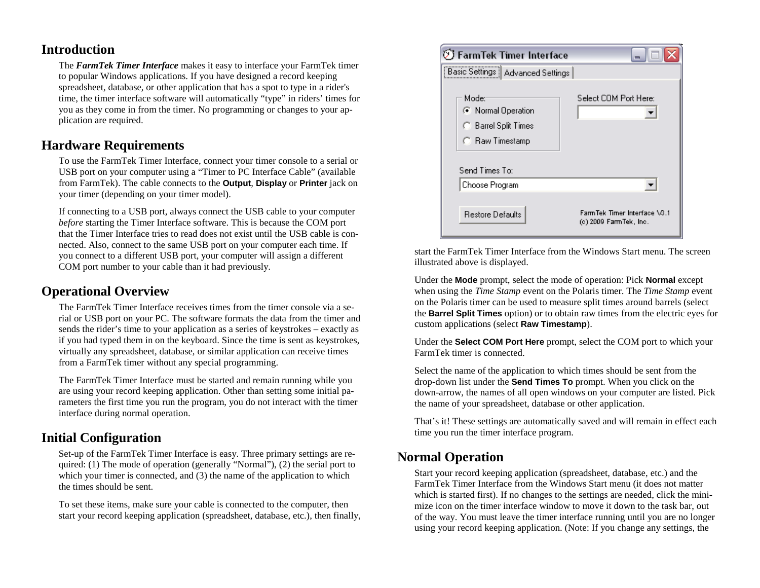## Introduction

The ***FarmTek Timer Interface*** makes it easy to interface your FarmTek timer to popular Windows applications. If you have designed a record keeping spreadsheet, database, or other application that has a spot to type in a rider's time, the timer interface software will automatically “type” in riders’ times for you as they come in from the timer. No programming or changes to your application are required.

## Hardware Requirements

To use the FarmTek Timer Interface, connect your timer console to a serial or USB port on your computer using a “Timer to PC Interface Cable” (available from FarmTek). The cable connects to the **Output**, **Display** or **Printer** jack on your timer (depending on your timer model).

If connecting to a USB port, always connect the USB cable to your computer *before* starting the Timer Interface software. This is because the COM port that the Timer Interface tries to read does not exist until the USB cable is connected. Also, connect to the same USB port on your computer each time. If you connect to a different USB port, your computer will assign a different COM port number to your cable than it had previously.

## Operational Overview

The FarmTek Timer Interface receives times from the timer console via a serial or USB port on your PC. The software formats the data from the timer and sends the rider’s time to your application as a series of keystrokes – exactly as if you had typed them in on the keyboard. Since the time is sent as keystrokes, virtually any spreadsheet, database, or similar application can receive times from a FarmTek timer without any special programming.

The FarmTek Timer Interface must be started and remain running while you are using your record keeping application. Other than setting some initial parameters the first time you run the program, you do not interact with the timer interface during normal operation.

## Initial Configuration

Set-up of the FarmTek Timer Interface is easy. Three primary settings are required: (1) The mode of operation (generally “Normal”), (2) the serial port to which your timer is connected, and (3) the name of the application to which the times should be sent.

To set these items, make sure your cable is connected to the computer, then start your record keeping application (spreadsheet, database, etc.), then finally, start the FarmTek Timer Interface from the Windows Start menu. The screen illustrated above is displayed.

Under the **Mode** prompt, select the mode of operation: Pick **Normal** except when using the *Time Stamp* event on the Polaris timer. The *Time Stamp* event on the Polaris timer can be used to measure split times around barrels (select the **Barrel Split Times** option) or to obtain raw times from the electric eyes for custom applications (select **Raw Timestamp**).

Under the **Select COM Port Here** prompt, select the COM port to which your FarmTek timer is connected.

Select the name of the application to which times should be sent from the drop-down list under the **Send Times To** prompt. When you click on the down-arrow, the names of all open windows on your computer are listed. Pick the name of your spreadsheet, database or other application.

That’s it! These settings are automatically saved and will remain in effect each time you run the timer interface program.

## Normal Operation

Start your record keeping application (spreadsheet, database, etc.) and the FarmTek Timer Interface from the Windows Start menu (it does not matter which is started first). If no changes to the settings are needed, click the minimize icon on the timer interface window to move it down to the task bar, out of the way. You must leave the timer interface running until you are no longer using your record keeping application. (Note: If you change any settings, the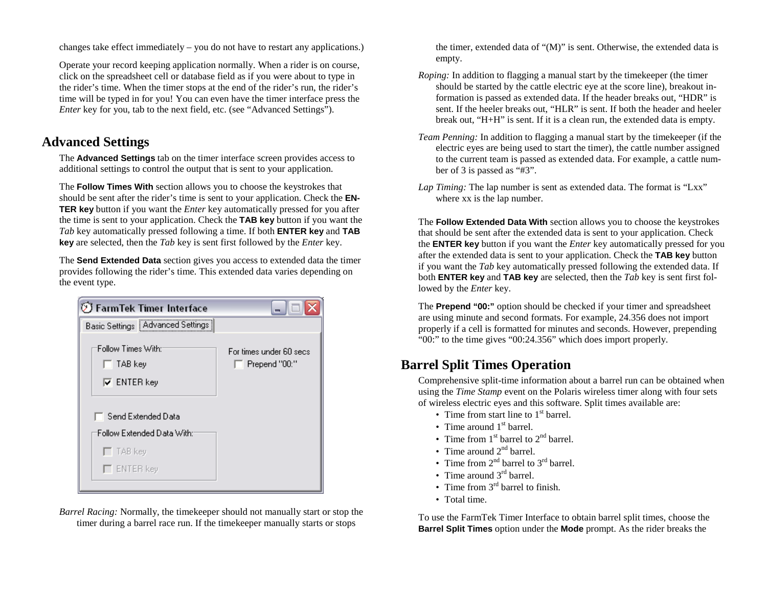changes take effect immediately – you do not have to restart any applications.)

Operate your record keeping application normally. When a rider is on course, click on the spreadsheet cell or database field as if you were about to type in the rider's time. When the timer stops at the end of the rider's run, the rider's time will be typed in for you! You can even have the timer interface press the *Enter* key for you, tab to the next field, etc. (see "Advanced Settings").

## Advanced Settings

The **Advanced Settings** tab on the timer interface screen provides access to additional settings to control the output that is sent to your application.

The **Follow Times With** section allows you to choose the keystrokes that should be sent after the rider's time is sent to your application. Check the **ENTER key** button if you want the *Enter* key automatically pressed for you after the time is sent to your application. Check the **TAB key** button if you want the *Tab* key automatically pressed following a time. If both **ENTER key** and **TAB key** are selected, then the *Tab* key is sent first followed by the *Enter* key.

The **Send Extended Data** section gives you access to extended data the timer provides following the rider's time. This extended data varies depending on the event type.

*Barrel Racing:* Normally, the timekeeper should not manually start or stop the timer during a barrel race run. If the timekeeper manually starts or stops the timer, extended data of "(M)" is sent. Otherwise, the extended data is empty.

*Roping:* In addition to flagging a manual start by the timekeeper (the timer should be started by the cattle electric eye at the score line), breakout information is passed as extended data. If the header breaks out, "HDR" is sent. If the heeler breaks out, "HLR" is sent. If both the header and heeler break out, "H+H" is sent. If it is a clean run, the extended data is empty.

*Team Penning:* In addition to flagging a manual start by the timekeeper (if the electric eyes are being used to start the timer), the cattle number assigned to the current team is passed as extended data. For example, a cattle number of 3 is passed as "#3".

*Lap Timing:* The lap number is sent as extended data. The format is "Lxx" where xx is the lap number.

The **Follow Extended Data With** section allows you to choose the keystrokes that should be sent after the extended data is sent to your application. Check the **ENTER key** button if you want the *Enter* key automatically pressed for you after the extended data is sent to your application. Check the **TAB key** button if you want the *Tab* key automatically pressed following the extended data. If both **ENTER key** and **TAB key** are selected, then the *Tab* key is sent first followed by the *Enter* key.

The **Prepend "00:"** option should be checked if your timer and spreadsheet are using minute and second formats. For example, 24.356 does not import properly if a cell is formatted for minutes and seconds. However, prepending "00:" to the time gives "00:24.356" which does import properly.

## Barrel Split Times Operation

Comprehensive split-time information about a barrel run can be obtained when using the *Time Stamp* event on the Polaris wireless timer along with four sets of wireless electric eyes and this software. Split times available are:

- Time from start line to 1st barrel.
- Time around 1st barrel.
- Time from 1st barrel to 2nd barrel.
- Time around 2nd barrel.
- Time from 2nd barrel to 3rd barrel.
- Time around 3rd barrel.
- Time from 3rd barrel to finish.
- Total time.

To use the FarmTek Timer Interface to obtain barrel split times, choose the **Barrel Split Times** option under the **Mode** prompt. As the rider breaks the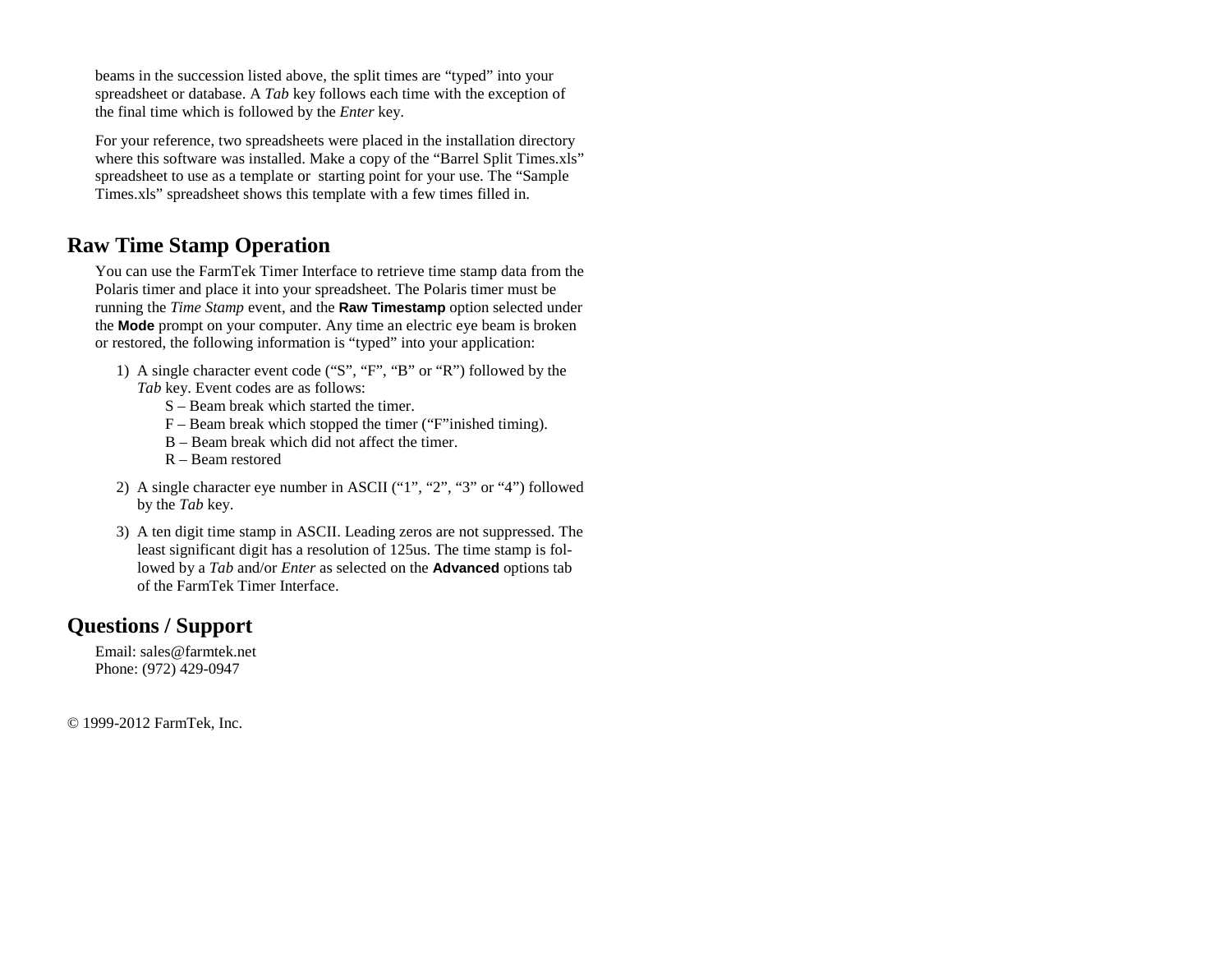beams in the succession listed above, the split times are "typed" into your spreadsheet or database. A *Tab* key follows each time with the exception of the final time which is followed by the *Enter* key.

For your reference, two spreadsheets were placed in the installation directory where this software was installed. Make a copy of the "Barrel Split Times.xls" spreadsheet to use as a template or starting point for your use. The "Sample Times.xls" spreadsheet shows this template with a few times filled in.

## Raw Time Stamp Operation

You can use the FarmTek Timer Interface to retrieve time stamp data from the Polaris timer and place it into your spreadsheet. The Polaris timer must be running the *Time Stamp* event, and the **Raw Timestamp** option selected under the **Mode** prompt on your computer. Any time an electric eye beam is broken or restored, the following information is "typed" into your application:

1) A single character event code ("S", "F", "B" or "R") followed by the *Tab* key. Event codes are as follows:
   S – Beam break which started the timer.
   F – Beam break which stopped the timer ("F"inished timing).
   B – Beam break which did not affect the timer.
   R – Beam restored
2) A single character eye number in ASCII ("1", "2", "3" or "4") followed by the *Tab* key.
3) A ten digit time stamp in ASCII. Leading zeros are not suppressed. The least significant digit has a resolution of 125us. The time stamp is followed by a *Tab* and/or *Enter* as selected on the **Advanced** options tab of the FarmTek Timer Interface.

## Questions / Support

Email: sales@farmtek.net
Phone: (972) 429-0947

© 1999-2012 FarmTek, Inc.